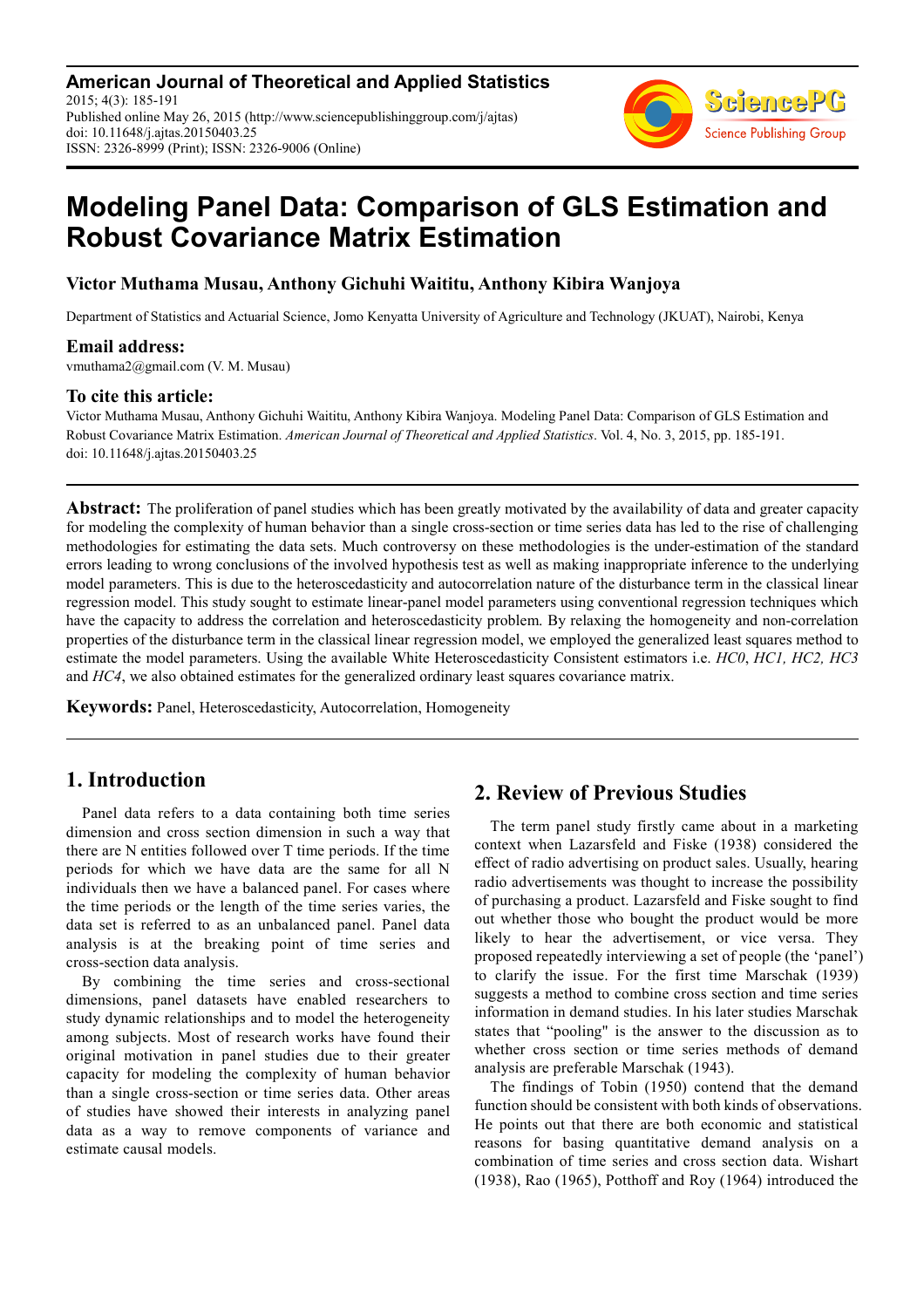# Modeling Panel Data: Comparison of GLS Estimation and Robust Covariance Matrix Estimation

**Victor Muthama Musau, Anthony Gichuhi Waititu, Anthony Kibira Wanjoya**

Department of Statistics and Actuarial Science, Jomo Kenyatta University of Agriculture and Technology (JKUAT), Nairobi, Kenya

### Email address:

vmuthama2@gmail.com (V. M. Musau)

### To cite this article:

Victor Muthama Musau, Anthony Gichuhi Waititu, Anthony Kibira Wanjoya. Modeling Panel Data: Comparison of GLS Estimation and Robust Covariance Matrix Estimation. *American Journal of Theoretical and Applied Statistics*. Vol. 4, No. 3, 2015, pp. 185-191. doi: 10.11648/j.ajtas.20150403.25

**Abstract:** The proliferation of panel studies which has been greatly motivated by the availability of data and greater capacity for modeling the complexity of human behavior than a single cross-section or time series data has led to the rise of challenging methodologies for estimating the data sets. Much controversy on these methodologies is the under-estimation of the standard errors leading to wrong conclusions of the involved hypothesis test as well as making inappropriate inference to the underlying model parameters. This is due to the heteroscedasticity and autocorrelation nature of the disturbance term in the classical linear regression model. This study sought to estimate linear-panel model parameters using conventional regression techniques which have the capacity to address the correlation and heteroscedasticity problem. By relaxing the homogeneity and non-correlation properties of the disturbance term in the classical linear regression model, we employed the generalized least squares method to estimate the model parameters. Using the available White Heteroscedasticity Consistent estimators i.e. *HC0*, *HC1, HC2, HC3* and *HC4*, we also obtained estimates for the generalized ordinary least squares covariance matrix.

**Keywords:** Panel, Heteroscedasticity, Autocorrelation, Homogeneity

## 1. Introduction

Panel data refers to a data containing both time series dimension and cross section dimension in such a way that there are N entities followed over T time periods. If the time periods for which we have data are the same for all N individuals then we have a balanced panel. For cases where the time periods or the length of the time series varies, the data set is referred to as an unbalanced panel. Panel data analysis is at the breaking point of time series and cross-section data analysis.

By combining the time series and cross-sectional dimensions, panel datasets have enabled researchers to study dynamic relationships and to model the heterogeneity among subjects. Most of research works have found their original motivation in panel studies due to their greater capacity for modeling the complexity of human behavior than a single cross-section or time series data. Other areas of studies have showed their interests in analyzing panel data as a way to remove components of variance and estimate causal models.

## 2. Review of Previous Studies

The term panel study firstly came about in a marketing context when Lazarsfeld and Fiske (1938) considered the effect of radio advertising on product sales. Usually, hearing radio advertisements was thought to increase the possibility of purchasing a product. Lazarsfeld and Fiske sought to find out whether those who bought the product would be more likely to hear the advertisement, or vice versa. They proposed repeatedly interviewing a set of people (the 'panel') to clarify the issue. For the first time Marschak (1939) suggests a method to combine cross section and time series information in demand studies. In his later studies Marschak states that "pooling" is the answer to the discussion as to whether cross section or time series methods of demand analysis are preferable Marschak (1943).

The findings of Tobin (1950) contend that the demand function should be consistent with both kinds of observations. He points out that there are both economic and statistical reasons for basing quantitative demand analysis on a combination of time series and cross section data. Wishart (1938), Rao (1965), Potthoff and Roy (1964) introduced the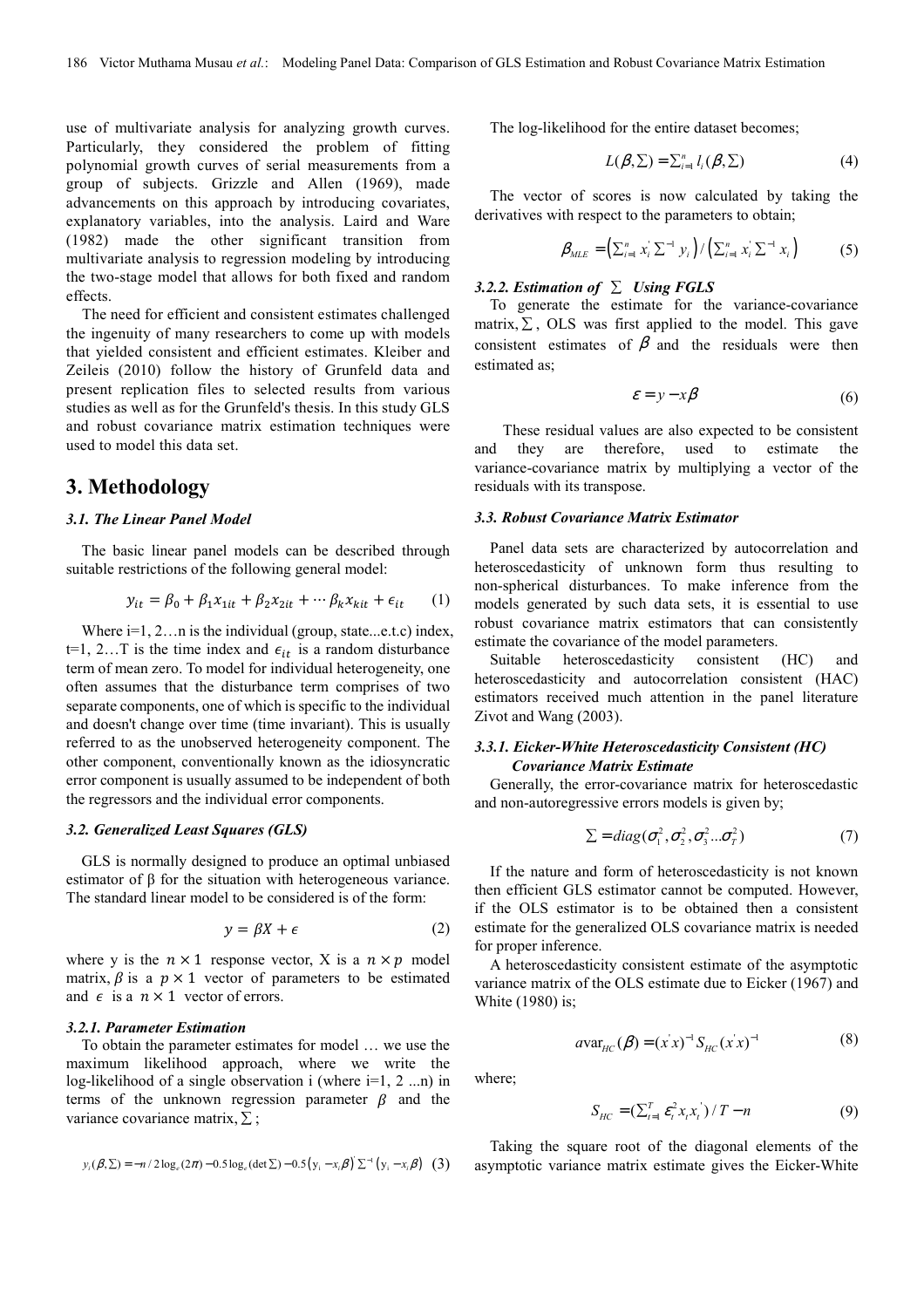use of multivariate analysis for analyzing growth curves. Particularly, they considered the problem of fitting polynomial growth curves of serial measurements from a group of subjects. Grizzle and Allen (1969), made advancements on this approach by introducing covariates, explanatory variables, into the analysis. Laird and Ware (1982) made the other significant transition from multivariate analysis to regression modeling by introducing the two-stage model that allows for both fixed and random effects.

The need for efficient and consistent estimates challenged the ingenuity of many researchers to come up with models that yielded consistent and efficient estimates. Kleiber and Zeileis (2010) follow the history of Grunfeld data and present replication files to selected results from various studies as well as for the Grunfeld's thesis. In this study GLS and robust covariance matrix estimation techniques were used to model this data set.

## 3. Methodology

### *3.1. The Linear Panel Model*

The basic linear panel models can be described through suitable restrictions of the following general model:

$$y_{it} = \beta_0 + \beta_1 x_{1it} + \beta_2 x_{2it} + \cdots \beta_k x_{kit} + \epsilon_{it} \quad (1)$$

Where i=1, 2…n is the individual (group, state...e.t.c) index, t=1, 2…T is the time index and $\epsilon_{it}$ is a random disturbance term of mean zero. To model for individual heterogeneity, one often assumes that the disturbance term comprises of two separate components, one of which is specific to the individual and doesn't change over time (time invariant). This is usually referred to as the unobserved heterogeneity component. The other component, conventionally known as the idiosyncratic error component is usually assumed to be independent of both the regressors and the individual error components.

### *3.2. Generalized Least Squares (GLS)*

GLS is normally designed to produce an optimal unbiased estimator of β for the situation with heterogeneous variance. The standard linear model to be considered is of the form:

$$y = \beta X + \epsilon \quad (2)$$

where y is the $n \times 1$ response vector, X is a $n \times p$ model matrix, $\beta$ is a $p \times 1$ vector of parameters to be estimated and $\epsilon$ is a $n \times 1$ vector of errors.

#### *3.2.1. Parameter Estimation*

To obtain the parameter estimates for model … we use the maximum likelihood approach, where we write the log-likelihood of a single observation i (where i=1, 2 ...n) in terms of the unknown regression parameter $\beta$ and the variance covariance matrix, $\sum$;

$$y_i(\beta,\Sigma) = -n/2\log_e(2\pi) - 0.5\log_e(\det\Sigma) - 0.5\left(y_i - x_i\beta\right)'\Sigma^{-1}\left(y_i - x_i\beta\right) \quad (3)$$

The log-likelihood for the entire dataset becomes;

$$L(\beta,\Sigma) = \sum_{i=1}^{n} l_i(\beta,\Sigma) \quad (4)$$

The vector of scores is now calculated by taking the derivatives with respect to the parameters to obtain;

$$\beta_{MLE} = \left(\sum_{i=1}^{n} x_i'\Sigma^{-1}y_i\right) / \left(\sum_{i=1}^{n} x_i'\Sigma^{-1}x_i\right) \quad (5)$$

#### *3.2.2. Estimation of $\sum$ Using FGLS*

To generate the estimate for the variance-covariance matrix, $\sum$, OLS was first applied to the model. This gave consistent estimates of $\beta$ and the residuals were then estimated as;

$$\varepsilon = y - x\beta \quad (6)$$

These residual values are also expected to be consistent and they are therefore, used to estimate the variance-covariance matrix by multiplying a vector of the residuals with its transpose.

### *3.3. Robust Covariance Matrix Estimator*

Panel data sets are characterized by autocorrelation and heteroscedasticity of unknown form thus resulting to non-spherical disturbances. To make inference from the models generated by such data sets, it is essential to use robust covariance matrix estimators that can consistently estimate the covariance of the model parameters.

Suitable heteroscedasticity consistent (HC) and heteroscedasticity and autocorrelation consistent (HAC) estimators received much attention in the panel literature Zivot and Wang (2003).

#### *3.3.1. Eicker-White Heteroscedasticity Consistent (HC) Covariance Matrix Estimate*

Generally, the error-covariance matrix for heteroscedastic and non-autoregressive errors models is given by;

$$\Sigma = diag(\sigma_1^2, \sigma_2^2, \sigma_3^2 ... \sigma_T^2) \quad (7)$$

If the nature and form of heteroscedasticity is not known then efficient GLS estimator cannot be computed. However, if the OLS estimator is to be obtained then a consistent estimate for the generalized OLS covariance matrix is needed for proper inference.

A heteroscedasticity consistent estimate of the asymptotic variance matrix of the OLS estimate due to Eicker (1967) and White (1980) is;

$$a\mathrm{var}_{HC}(\beta) = (x'x)^{-1} S_{HC} (x'x)^{-1} \quad (8)$$

where;

$$S_{HC} = (\sum_{t=1}^{T} \varepsilon_t^2 x_t x_t') / T - n \quad (9)$$

Taking the square root of the diagonal elements of the asymptotic variance matrix estimate gives the Eicker-White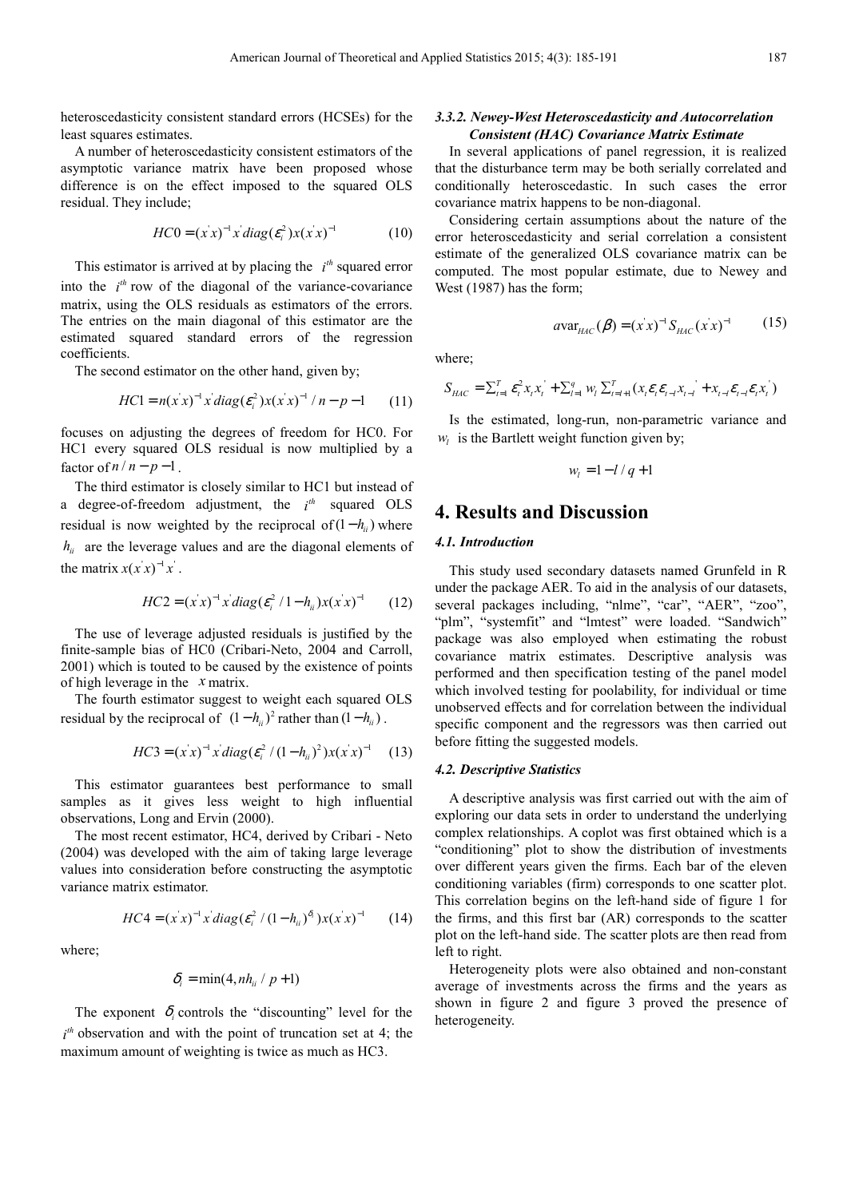heteroscedasticity consistent standard errors (HCSEs) for the least squares estimates.

A number of heteroscedasticity consistent estimators of the asymptotic variance matrix have been proposed whose difference is on the effect imposed to the squared OLS residual. They include;

$$HC0 = (x^{'}x)^{-1}x^{'}diag(\varepsilon_i^2)x(x^{'}x)^{-1} \tag{10}$$

This estimator is arrived at by placing the $i^{th}$ squared error into the $i^{th}$ row of the diagonal of the variance-covariance matrix, using the OLS residuals as estimators of the errors. The entries on the main diagonal of this estimator are the estimated squared standard errors of the regression coefficients.

The second estimator on the other hand, given by;

$$HC1 = n(x^{'}x)^{-1}x^{'}diag(\varepsilon_i^2)x(x^{'}x)^{-1} / n - p - 1 \tag{11}$$

focuses on adjusting the degrees of freedom for HC0. For HC1 every squared OLS residual is now multiplied by a factor of $n / n - p - 1$.

The third estimator is closely similar to HC1 but instead of a degree-of-freedom adjustment, the $i^{th}$ squared OLS residual is now weighted by the reciprocal of $(1-h_{ii})$ where $h_{ii}$ are the leverage values and are the diagonal elements of the matrix $x(x^{'}x)^{-1}x^{'}$.

$$HC2 = (x^{'}x)^{-1}x^{'}diag(\varepsilon_i^2 / 1 - h_{ii})x(x^{'}x)^{-1} \tag{12}$$

The use of leverage adjusted residuals is justified by the finite-sample bias of HC0 (Cribari-Neto, 2004 and Carroll, 2001) which is touted to be caused by the existence of points of high leverage in the $x$ matrix.

The fourth estimator suggest to weight each squared OLS residual by the reciprocal of $(1-h_{ii})^2$ rather than $(1-h_{ii})$.

$$HC3 = (x^{'}x)^{-1}x^{'}diag(\varepsilon_i^2 / (1 - h_{ii})^2)x(x^{'}x)^{-1} \tag{13}$$

This estimator guarantees best performance to small samples as it gives less weight to high influential observations, Long and Ervin (2000).

The most recent estimator, HC4, derived by Cribari - Neto (2004) was developed with the aim of taking large leverage values into consideration before constructing the asymptotic variance matrix estimator.

$$HC4 = (x^{'}x)^{-1}x^{'}diag(\varepsilon_i^2 / (1 - h_{ii})^{\delta_i})x(x^{'}x)^{-1} \tag{14}$$

where;

$$\delta_i = \min(4, nh_{ii} / p + 1)$$

The exponent $\delta_i$ controls the "discounting" level for the $i^{th}$ observation and with the point of truncation set at 4; the maximum amount of weighting is twice as much as HC3.

#### *3.3.2. Newey-West Heteroscedasticity and Autocorrelation Consistent (HAC) Covariance Matrix Estimate*

In several applications of panel regression, it is realized that the disturbance term may be both serially correlated and conditionally heteroscedastic. In such cases the error covariance matrix happens to be non-diagonal.

Considering certain assumptions about the nature of the error heteroscedasticity and serial correlation a consistent estimate of the generalized OLS covariance matrix can be computed. The most popular estimate, due to Newey and West (1987) has the form;

$$a\text{var}_{HAC}(\beta) = (x^{'}x)^{-1}S_{HAC}(x^{'}x)^{-1} \tag{15}$$

where;

$$S_{HAC} = \sum_{t=1}^{T}\varepsilon_t^2 x_t x_t^{'} + \sum_{l=1}^{q} w_l \sum_{t=l+1}^{T}(x_t \varepsilon_t \varepsilon_{t-l} x_{t-l}^{'} + x_{t-l}\varepsilon_{t-l}\varepsilon_t x_t^{'})$$

Is the estimated, long-run, non-parametric variance and $w_l$ is the Bartlett weight function given by;

$$w_l = 1 - l / q + 1$$

# 4. Results and Discussion

### *4.1. Introduction*

This study used secondary datasets named Grunfeld in R under the package AER. To aid in the analysis of our datasets, several packages including, "nlme", "car", "AER", "zoo", "plm", "systemfit" and "lmtest" were loaded. "Sandwich" package was also employed when estimating the robust covariance matrix estimates. Descriptive analysis was performed and then specification testing of the panel model which involved testing for poolability, for individual or time unobserved effects and for correlation between the individual specific component and the regressors was then carried out before fitting the suggested models.

### *4.2. Descriptive Statistics*

A descriptive analysis was first carried out with the aim of exploring our data sets in order to understand the underlying complex relationships. A coplot was first obtained which is a "conditioning" plot to show the distribution of investments over different years given the firms. Each bar of the eleven conditioning variables (firm) corresponds to one scatter plot. This correlation begins on the left-hand side of figure 1 for the firms, and this first bar (AR) corresponds to the scatter plot on the left-hand side. The scatter plots are then read from left to right.

Heterogeneity plots were also obtained and non-constant average of investments across the firms and the years as shown in figure 2 and figure 3 proved the presence of heterogeneity.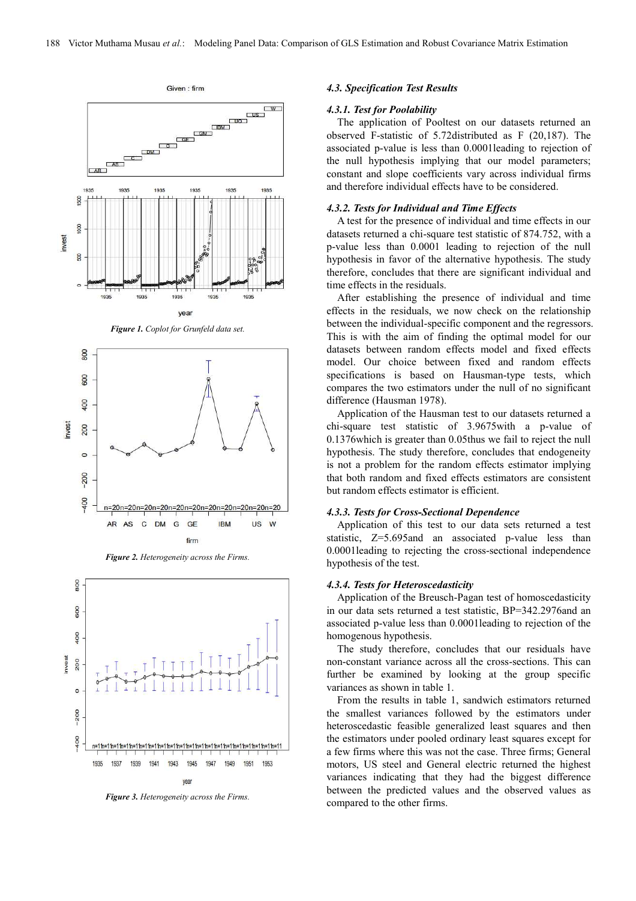*Figure 1. Coplot for Grunfeld data set.*

*Figure 2. Heterogeneity across the Firms.*

*Figure 3. Heterogeneity across the Firms.*

### *4.3. Specification Test Results*

#### *4.3.1. Test for Poolability*

The application of Pooltest on our datasets returned an observed F-statistic of 5.72distributed as F (20,187). The associated p-value is less than 0.0001leading to rejection of the null hypothesis implying that our model parameters; constant and slope coefficients vary across individual firms and therefore individual effects have to be considered.

#### *4.3.2. Tests for Individual and Time Effects*

A test for the presence of individual and time effects in our datasets returned a chi-square test statistic of 874.752, with a p-value less than 0.0001 leading to rejection of the null hypothesis in favor of the alternative hypothesis. The study therefore, concludes that there are significant individual and time effects in the residuals.

After establishing the presence of individual and time effects in the residuals, we now check on the relationship between the individual-specific component and the regressors. This is with the aim of finding the optimal model for our datasets between random effects model and fixed effects model. Our choice between fixed and random effects specifications is based on Hausman-type tests, which compares the two estimators under the null of no significant difference (Hausman 1978).

Application of the Hausman test to our datasets returned a chi-square test statistic of 3.9675with a p-value of 0.1376which is greater than 0.05thus we fail to reject the null hypothesis. The study therefore, concludes that endogeneity is not a problem for the random effects estimator implying that both random and fixed effects estimators are consistent but random effects estimator is efficient.

#### *4.3.3. Tests for Cross-Sectional Dependence*

Application of this test to our data sets returned a test statistic, Z=5.695and an associated p-value less than 0.0001leading to rejecting the cross-sectional independence hypothesis of the test.

#### *4.3.4. Tests for Heteroscedasticity*

Application of the Breusch-Pagan test of homoscedasticity in our data sets returned a test statistic, BP=342.2976and an associated p-value less than 0.0001leading to rejection of the homogenous hypothesis.

The study therefore, concludes that our residuals have non-constant variance across all the cross-sections. This can further be examined by looking at the group specific variances as shown in table 1.

From the results in table 1, sandwich estimators returned the smallest variances followed by the estimators under heteroscedastic feasible generalized least squares and then the estimators under pooled ordinary least squares except for a few firms where this was not the case. Three firms; General motors, US steel and General electric returned the highest variances indicating that they had the biggest difference between the predicted values and the observed values as compared to the other firms.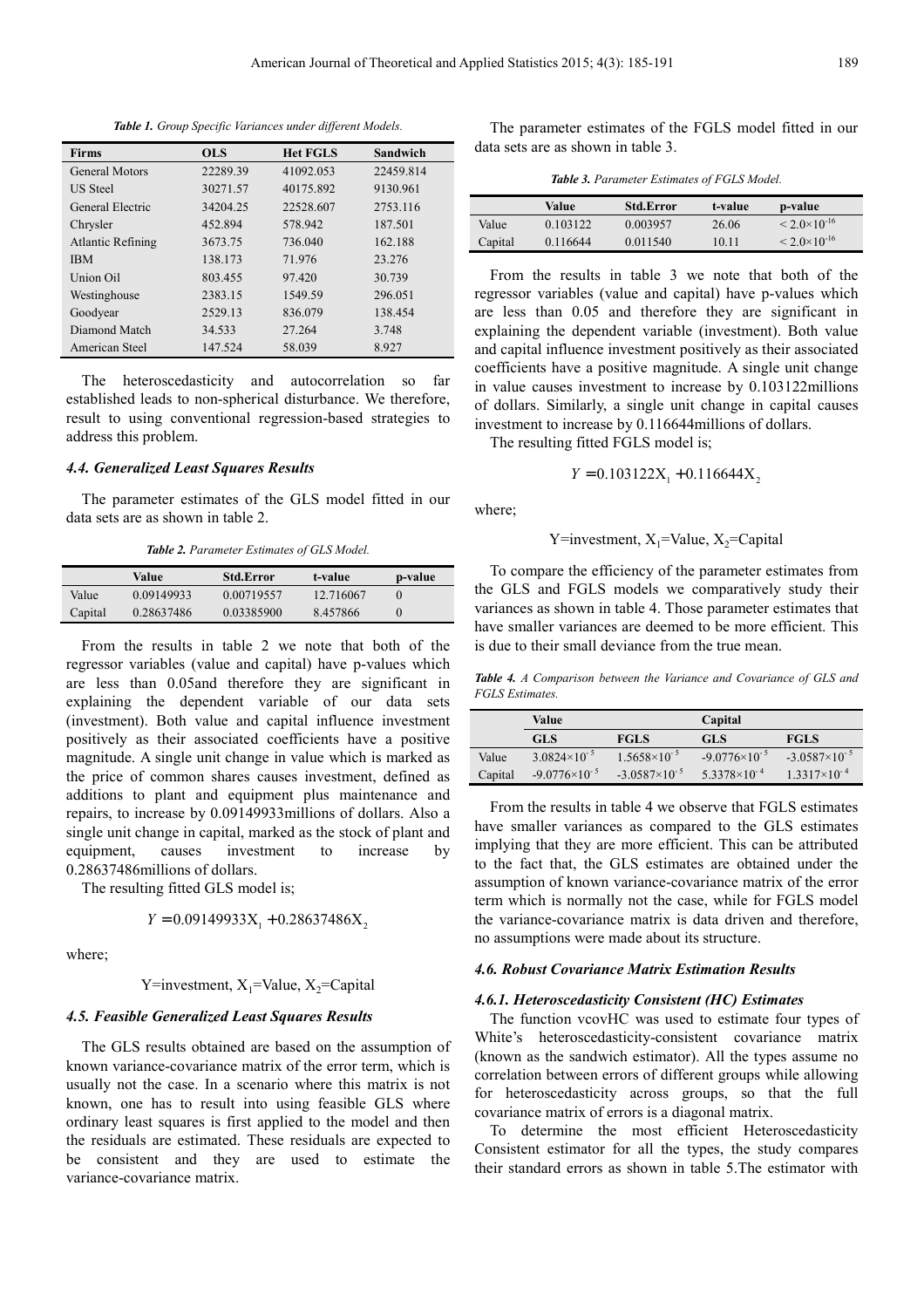*Table 1. Group Specific Variances under different Models.*

| Firms | OLS | Het FGLS | Sandwich |
|---|---|---|---|
| General Motors | 22289.39 | 41092.053 | 22459.814 |
| US Steel | 30271.57 | 40175.892 | 9130.961 |
| General Electric | 34204.25 | 22528.607 | 2753.116 |
| Chrysler | 452.894 | 578.942 | 187.501 |
| Atlantic Refining | 3673.75 | 736.040 | 162.188 |
| IBM | 138.173 | 71.976 | 23.276 |
| Union Oil | 803.455 | 97.420 | 30.739 |
| Westinghouse | 2383.15 | 1549.59 | 296.051 |
| Goodyear | 2529.13 | 836.079 | 138.454 |
| Diamond Match | 34.533 | 27.264 | 3.748 |
| American Steel | 147.524 | 58.039 | 8.927 |

The heteroscedasticity and autocorrelation so far established leads to non-spherical disturbance. We therefore, result to using conventional regression-based strategies to address this problem.

### 4.4. Generalized Least Squares Results

The parameter estimates of the GLS model fitted in our data sets are as shown in table 2.

*Table 2. Parameter Estimates of GLS Model.*

| | Value | Std.Error | t-value | p-value |
|---|---|---|---|---|
| Value | 0.09149933 | 0.00719557 | 12.716067 | 0 |
| Capital | 0.28637486 | 0.03385900 | 8.457866 | 0 |

From the results in table 2 we note that both of the regressor variables (value and capital) have p-values which are less than 0.05and therefore they are significant in explaining the dependent variable of our data sets (investment). Both value and capital influence investment positively as their associated coefficients have a positive magnitude. A single unit change in value which is marked as the price of common shares causes investment, defined as additions to plant and equipment plus maintenance and repairs, to increase by 0.09149933millions of dollars. Also a single unit change in capital, marked as the stock of plant and equipment, causes investment to increase by 0.28637486millions of dollars.

The resulting fitted GLS model is;

$$Y = 0.09149933X_1 + 0.28637486X_2$$

where;

Y=investment, $X_1$=Value, $X_2$=Capital

### 4.5. Feasible Generalized Least Squares Results

The GLS results obtained are based on the assumption of known variance-covariance matrix of the error term, which is usually not the case. In a scenario where this matrix is not known, one has to result into using feasible GLS where ordinary least squares is first applied to the model and then the residuals are estimated. These residuals are expected to be consistent and they are used to estimate the variance-covariance matrix.

The parameter estimates of the FGLS model fitted in our data sets are as shown in table 3.

*Table 3. Parameter Estimates of FGLS Model.*

| | Value | Std.Error | t-value | p-value |
|---|---|---|---|---|
| Value | 0.103122 | 0.003957 | 26.06 | $< 2.0\times10^{-16}$ |
| Capital | 0.116644 | 0.011540 | 10.11 | $< 2.0\times10^{-16}$ |

From the results in table 3 we note that both of the regressor variables (value and capital) have p-values which are less than 0.05 and therefore they are significant in explaining the dependent variable (investment). Both value and capital influence investment positively as their associated coefficients have a positive magnitude. A single unit change in value causes investment to increase by 0.103122millions of dollars. Similarly, a single unit change in capital causes investment to increase by 0.116644millions of dollars.

The resulting fitted FGLS model is;

$$Y = 0.103122X_1 + 0.116644X_2$$

where;

Y=investment, $X_1$=Value, $X_2$=Capital

To compare the efficiency of the parameter estimates from the GLS and FGLS models we comparatively study their variances as shown in table 4. Those parameter estimates that have smaller variances are deemed to be more efficient. This is due to their small deviance from the true mean.

*Table 4. A Comparison between the Variance and Covariance of GLS and FGLS Estimates.*

| | Value | | Capital | |
|---|---|---|---|---|
| | GLS | FGLS | GLS | FGLS |
| Value | $3.0824\times10^{-5}$ | $1.5658\times10^{-5}$ | $-9.0776\times10^{-5}$ | $-3.0587\times10^{-5}$ |
| Capital | $-9.0776\times10^{-5}$ | $-3.0587\times10^{-5}$ | $5.3378\times10^{-4}$ | $1.3317\times10^{-4}$ |

From the results in table 4 we observe that FGLS estimates have smaller variances as compared to the GLS estimates implying that they are more efficient. This can be attributed to the fact that, the GLS estimates are obtained under the assumption of known variance-covariance matrix of the error term which is normally not the case, while for FGLS model the variance-covariance matrix is data driven and therefore, no assumptions were made about its structure.

### 4.6. Robust Covariance Matrix Estimation Results

#### 4.6.1. Heteroscedasticity Consistent (HC) Estimates

The function vcovHC was used to estimate four types of White's heteroscedasticity-consistent covariance matrix (known as the sandwich estimator). All the types assume no correlation between errors of different groups while allowing for heteroscedasticity across groups, so that the full covariance matrix of errors is a diagonal matrix.

To determine the most efficient Heteroscedasticity Consistent estimator for all the types, the study compares their standard errors as shown in table 5.The estimator with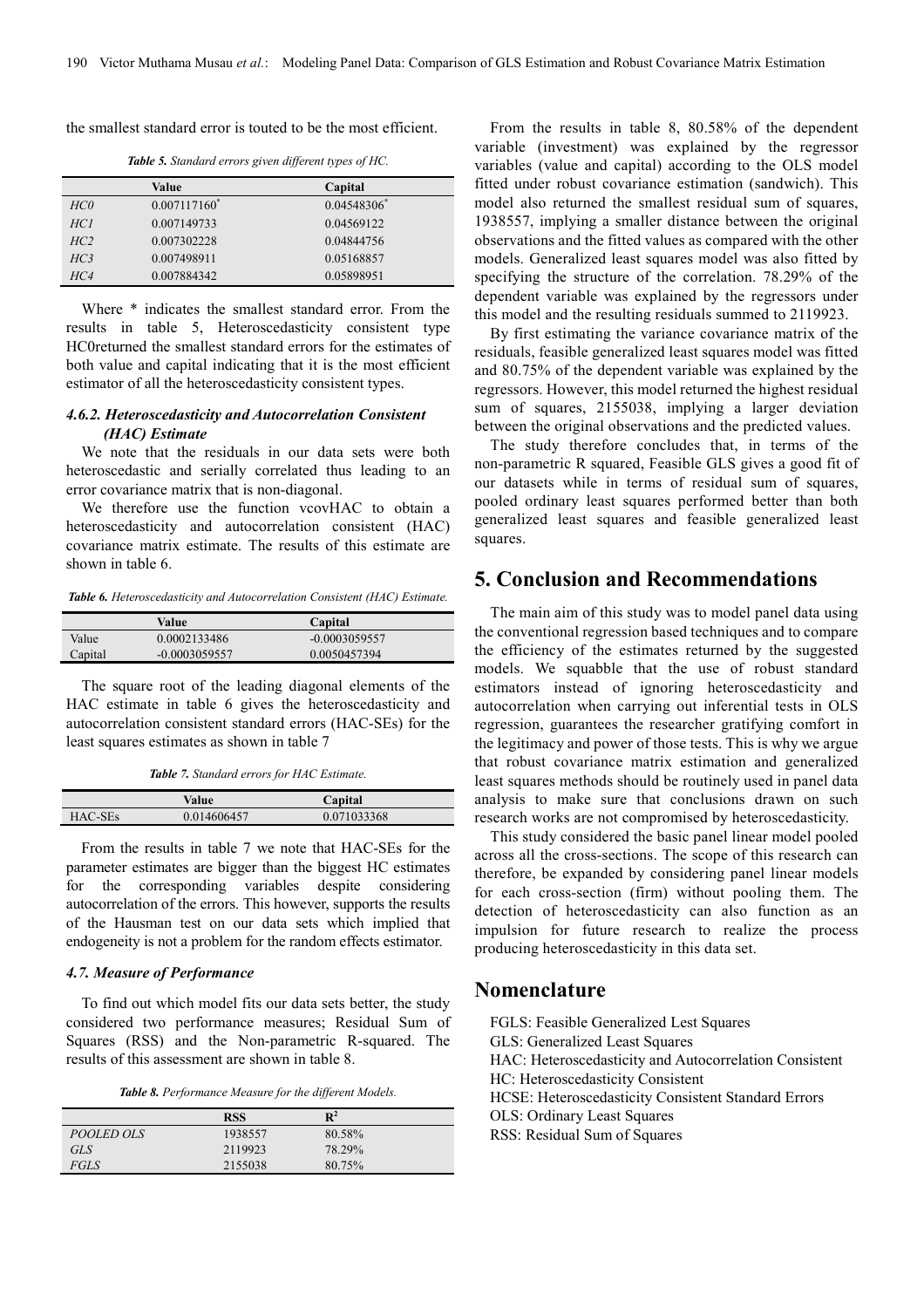the smallest standard error is touted to be the most efficient.

***Table 5.*** *Standard errors given different types of HC.*

| | Value | Capital |
|---|---|---|
| *HC0* | 0.007117160* | 0.04548306* |
| *HC1* | 0.007149733 | 0.04569122 |
| *HC2* | 0.007302228 | 0.04844756 |
| *HC3* | 0.007498911 | 0.05168857 |
| *HC4* | 0.007884342 | 0.05898951 |

Where * indicates the smallest standard error. From the results in table 5, Heteroscedasticity consistent type HC0returned the smallest standard errors for the estimates of both value and capital indicating that it is the most efficient estimator of all the heteroscedasticity consistent types.

#### *4.6.2. Heteroscedasticity and Autocorrelation Consistent (HAC) Estimate*

We note that the residuals in our data sets were both heteroscedastic and serially correlated thus leading to an error covariance matrix that is non-diagonal.

We therefore use the function vcovHAC to obtain a heteroscedasticity and autocorrelation consistent (HAC) covariance matrix estimate. The results of this estimate are shown in table 6.

***Table 6.*** *Heteroscedasticity and Autocorrelation Consistent (HAC) Estimate.*

| | Value | Capital |
|---|---|---|
| Value | 0.0002133486 | -0.0003059557 |
| Capital | -0.0003059557 | 0.0050457394 |

The square root of the leading diagonal elements of the HAC estimate in table 6 gives the heteroscedasticity and autocorrelation consistent standard errors (HAC-SEs) for the least squares estimates as shown in table 7

***Table 7.*** *Standard errors for HAC Estimate.*

| | Value | Capital |
|---|---|---|
| HAC-SEs | 0.014606457 | 0.071033368 |

From the results in table 7 we note that HAC-SEs for the parameter estimates are bigger than the biggest HC estimates for the corresponding variables despite considering autocorrelation of the errors. This however, supports the results of the Hausman test on our data sets which implied that endogeneity is not a problem for the random effects estimator.

### *4.7. Measure of Performance*

To find out which model fits our data sets better, the study considered two performance measures; Residual Sum of Squares (RSS) and the Non-parametric R-squared. The results of this assessment are shown in table 8.

***Table 8.*** *Performance Measure for the different Models.*

| | RSS | $R^2$ |
|---|---|---|
| *POOLED OLS* | 1938557 | 80.58% |
| *GLS* | 2119923 | 78.29% |
| *FGLS* | 2155038 | 80.75% |

From the results in table 8, 80.58% of the dependent variable (investment) was explained by the regressor variables (value and capital) according to the OLS model fitted under robust covariance estimation (sandwich). This model also returned the smallest residual sum of squares, 1938557, implying a smaller distance between the original observations and the fitted values as compared with the other models. Generalized least squares model was also fitted by specifying the structure of the correlation. 78.29% of the dependent variable was explained by the regressors under this model and the resulting residuals summed to 2119923.

By first estimating the variance covariance matrix of the residuals, feasible generalized least squares model was fitted and 80.75% of the dependent variable was explained by the regressors. However, this model returned the highest residual sum of squares, 2155038, implying a larger deviation between the original observations and the predicted values.

The study therefore concludes that, in terms of the non-parametric R squared, Feasible GLS gives a good fit of our datasets while in terms of residual sum of squares, pooled ordinary least squares performed better than both generalized least squares and feasible generalized least squares.

## 5. Conclusion and Recommendations

The main aim of this study was to model panel data using the conventional regression based techniques and to compare the efficiency of the estimates returned by the suggested models. We squabble that the use of robust standard estimators instead of ignoring heteroscedasticity and autocorrelation when carrying out inferential tests in OLS regression, guarantees the researcher gratifying comfort in the legitimacy and power of those tests. This is why we argue that robust covariance matrix estimation and generalized least squares methods should be routinely used in panel data analysis to make sure that conclusions drawn on such research works are not compromised by heteroscedasticity.

This study considered the basic panel linear model pooled across all the cross-sections. The scope of this research can therefore, be expanded by considering panel linear models for each cross-section (firm) without pooling them. The detection of heteroscedasticity can also function as an impulsion for future research to realize the process producing heteroscedasticity in this data set.

## Nomenclature

FGLS: Feasible Generalized Lest Squares  
GLS: Generalized Least Squares  
HAC: Heteroscedasticity and Autocorrelation Consistent  
HC: Heteroscedasticity Consistent  
HCSE: Heteroscedasticity Consistent Standard Errors  
OLS: Ordinary Least Squares  
RSS: Residual Sum of Squares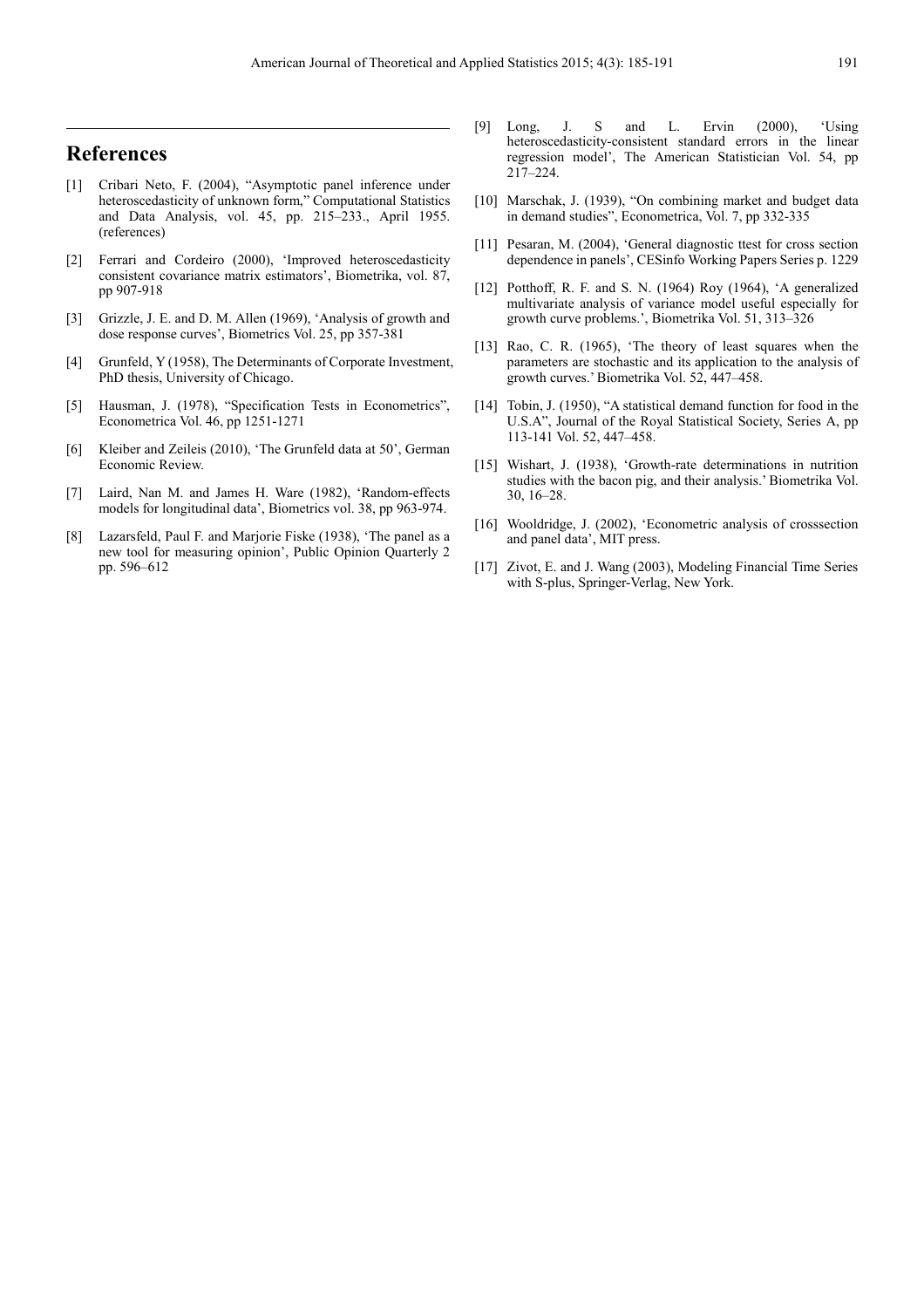## References

[1] Cribari Neto, F. (2004), "Asymptotic panel inference under heteroscedasticity of unknown form," Computational Statistics and Data Analysis, vol. 45, pp. 215–233., April 1955. (references)

[2] Ferrari and Cordeiro (2000), 'Improved heteroscedasticity consistent covariance matrix estimators', Biometrika, vol. 87, pp 907-918

[3] Grizzle, J. E. and D. M. Allen (1969), 'Analysis of growth and dose response curves', Biometrics Vol. 25, pp 357-381

[4] Grunfeld, Y (1958), The Determinants of Corporate Investment, PhD thesis, University of Chicago.

[5] Hausman, J. (1978), "Specification Tests in Econometrics", Econometrica Vol. 46, pp 1251-1271

[6] Kleiber and Zeileis (2010), 'The Grunfeld data at 50', German Economic Review.

[7] Laird, Nan M. and James H. Ware (1982), 'Random-effects models for longitudinal data', Biometrics vol. 38, pp 963-974.

[8] Lazarsfeld, Paul F. and Marjorie Fiske (1938), 'The panel as a new tool for measuring opinion', Public Opinion Quarterly 2 pp. 596–612

[9] Long, J. S and L. Ervin (2000), 'Using heteroscedasticity-consistent standard errors in the linear regression model', The American Statistician Vol. 54, pp 217–224.

[10] Marschak, J. (1939), "On combining market and budget data in demand studies", Econometrica, Vol. 7, pp 332-335

[11] Pesaran, M. (2004), 'General diagnostic ttest for cross section dependence in panels', CESinfo Working Papers Series p. 1229

[12] Potthoff, R. F. and S. N. (1964) Roy (1964), 'A generalized multivariate analysis of variance model useful especially for growth curve problems.', Biometrika Vol. 51, 313–326

[13] Rao, C. R. (1965), 'The theory of least squares when the parameters are stochastic and its application to the analysis of growth curves.' Biometrika Vol. 52, 447–458.

[14] Tobin, J. (1950), "A statistical demand function for food in the U.S.A", Journal of the Royal Statistical Society, Series A, pp 113-141 Vol. 52, 447–458.

[15] Wishart, J. (1938), 'Growth-rate determinations in nutrition studies with the bacon pig, and their analysis.' Biometrika Vol. 30, 16–28.

[16] Wooldridge, J. (2002), 'Econometric analysis of crosssection and panel data', MIT press.

[17] Zivot, E. and J. Wang (2003), Modeling Financial Time Series with S-plus, Springer-Verlag, New York.